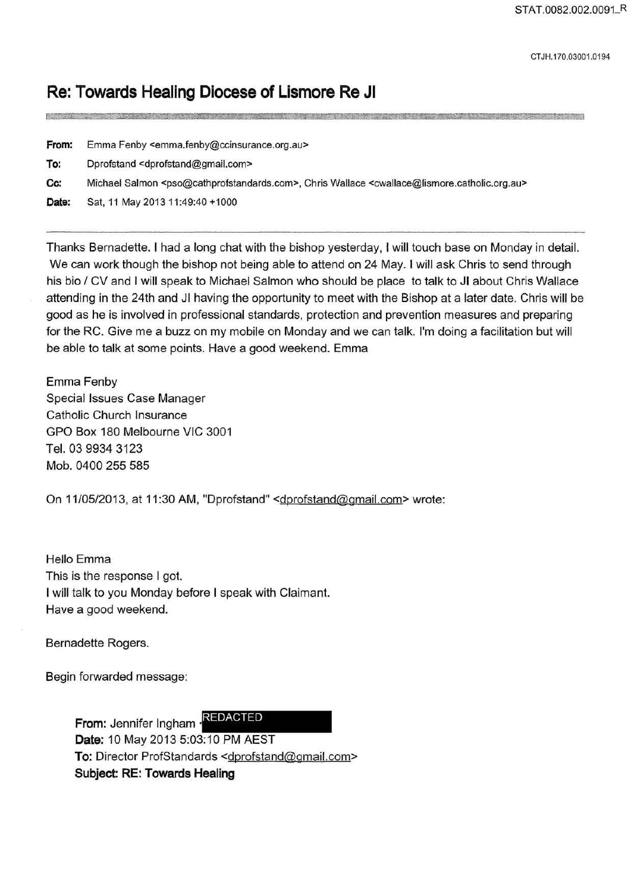# Re: Towards Healing Diocese of Lismore Re JI

**From:** Emma Fenby <emma.fenby@ccinsurance.org.au>

**To:** Dprofstand <dprofstand@gmail.com>

**Cc:** Michael Salmon <pso@cathprofstandards.com>, Chris Wallace <cwallace@lismore.catholic.org.au>

**Date:** Sat, 11 May 2013 11:49:40 +1000

---

Thanks Bernadette. I had a long chat with the bishop yesterday, I will touch base on Monday in detail. We can work though the bishop not being able to attend on 24 May. I will ask Chris to send through his bio / CV and I will speak to Michael Salmon who should be place to talk to JI about Chris Wallace attending in the 24th and JI having the opportunity to meet with the Bishop at a later date. Chris will be good as he is involved in professional standards, protection and prevention measures and preparing for the RC. Give me a buzz on my mobile on Monday and we can talk. I'm doing a facilitation but will be able to talk at some points. Have a good weekend. Emma

Emma Fenby
Special Issues Case Manager
Catholic Church Insurance
GPO Box 180 Melbourne VIC 3001
Tel. 03 9934 3123
Mob. 0400 255 585

On 11/05/2013, at 11:30 AM, "Dprofstand" <dprofstand@gmail.com> wrote:

Hello Emma
This is the response I got.
I will talk to you Monday before I speak with Claimant.
Have a good weekend.

Bernadette Rogers.

Begin forwarded message:

> **From:** Jennifer Ingham REDACTED
> **Date:** 10 May 2013 5:03:10 PM AEST
> **To:** Director ProfStandards <dprofstand@gmail.com>
> **Subject:** RE: Towards Healing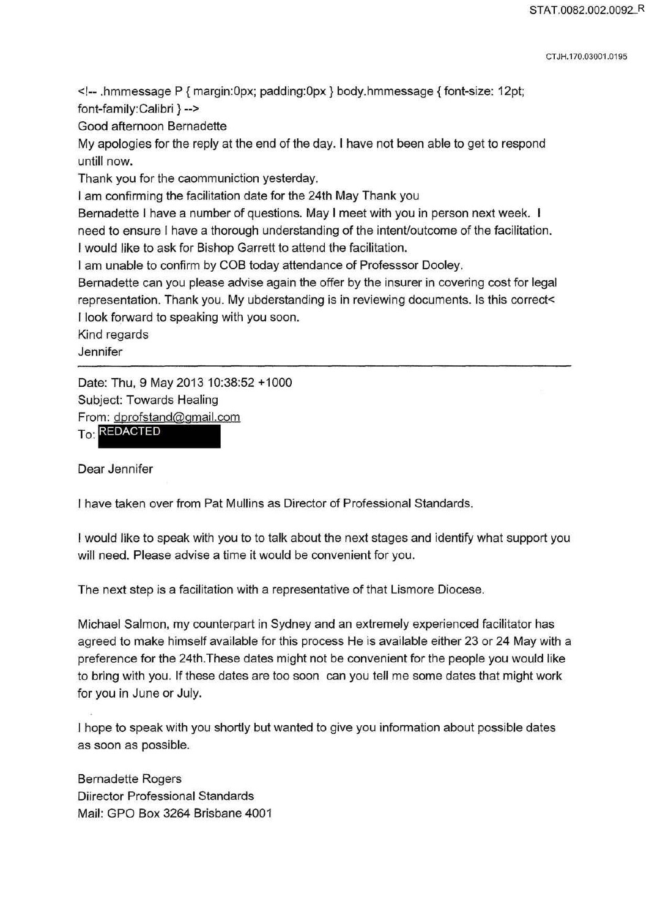<!-- .hmmessage P { margin:0px; padding:0px } body.hmmessage { font-size: 12pt; font-family:Calibri } -->

Good afternoon Bernadette

My apologies for the reply at the end of the day. I have not been able to get to respond untill now.

Thank you for the caommuniction yesterday.

I am confirming the facilitation date for the 24th May Thank you

Bernadette I have a number of questions. May I meet with you in person next week. I need to ensure I have a thorough understanding of the intent/outcome of the facilitation.

I would like to ask for Bishop Garrett to attend the facilitation.

I am unable to confirm by COB today attendance of Professsor Dooley.

Bernadette can you please advise again the offer by the insurer in covering cost for legal representation. Thank you. My ubderstanding is in reviewing documents. Is this correct<

I look forward to speaking with you soon.

Kind regards

Jennifer

---

Date: Thu, 9 May 2013 10:38:52 +1000
Subject: Towards Healing
From: dprofstand@gmail.com
To: REDACTED

Dear Jennifer

I have taken over from Pat Mullins as Director of Professional Standards.

I would like to speak with you to to talk about the next stages and identify what support you will need. Please advise a time it would be convenient for you.

The next step is a facilitation with a representative of that Lismore Diocese.

Michael Salmon, my counterpart in Sydney and an extremely experienced facilitator has agreed to make himself available for this process He is available either 23 or 24 May with a preference for the 24th.These dates might not be convenient for the people you would like to bring with you. If these dates are too soon can you tell me some dates that might work for you in June or July.

I hope to speak with you shortly but wanted to give you information about possible dates as soon as possible.

Bernadette Rogers
Diirector Professional Standards
Mail: GPO Box 3264 Brisbane 4001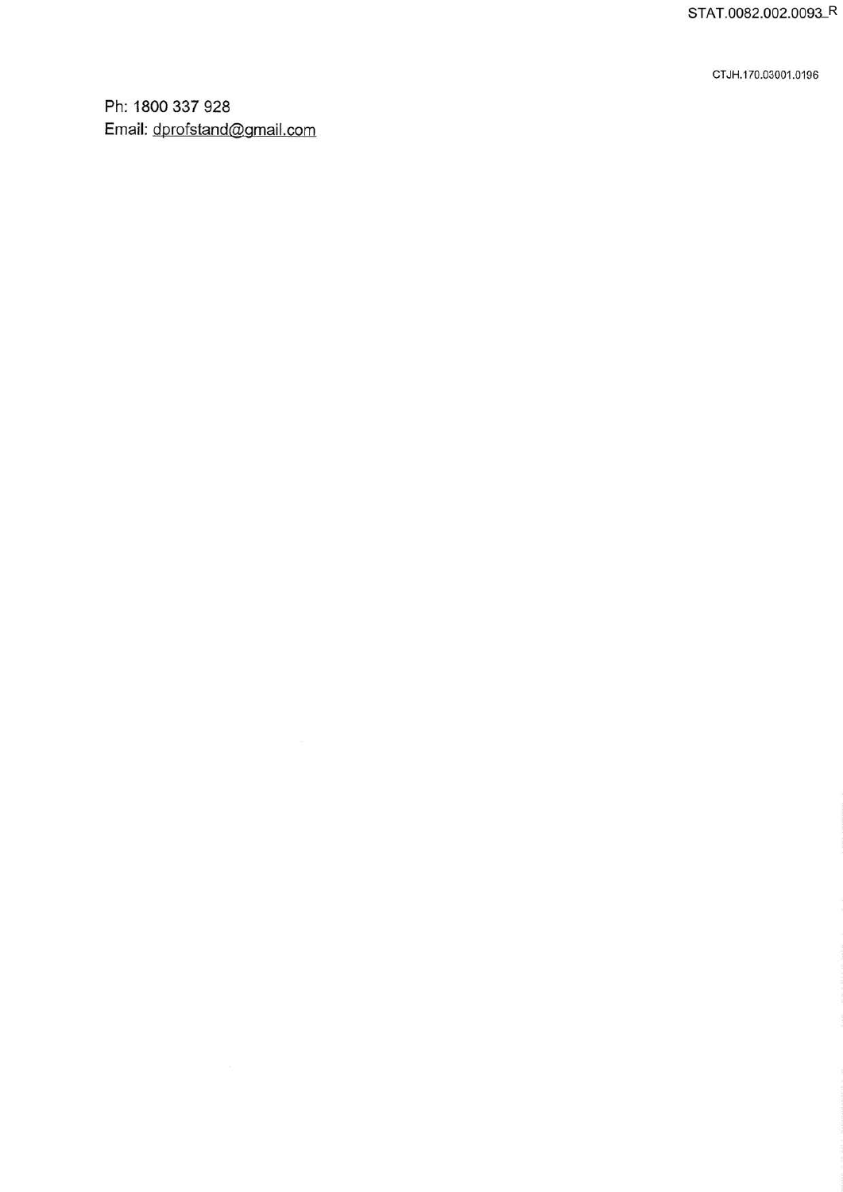Ph: 1800 337 928
Email: dprofstand@gmail.com